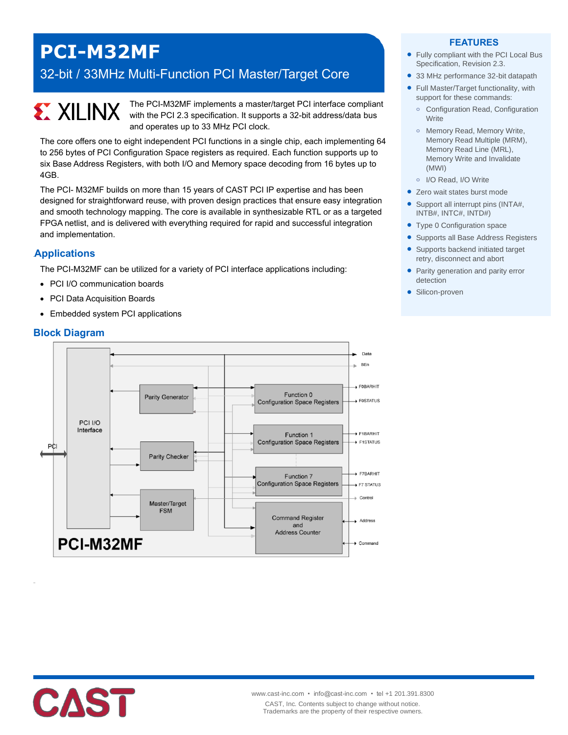# PCI-M32MF

## 32-bit / 33MHz Multi-Function PCI Master/Target Core

The PCI-M32MF implements a master/target PCI interface compliant with the PCI 2.3 specification. It supports a 32-bit address/data bus and operates up to 33 MHz PCI clock.

The core offers one to eight independent PCI functions in a single chip, each implementing 64 to 256 bytes of PCI Configuration Space registers as required. Each function supports up to six Base Address Registers, with both I/O and Memory space decoding from 16 bytes up to 4GB.

The PCI- M32MF builds on more than 15 years of CAST PCI IP expertise and has been designed for straightforward reuse, with proven design practices that ensure easy integration and smooth technology mapping. The core is available in synthesizable RTL or as a targeted FPGA netlist, and is delivered with everything required for rapid and successful integration and implementation.

## Applications

The PCI-M32MF can be utilized for a variety of PCI interface applications including:

- PCI I/O communication boards
- PCI Data Acquisition Boards
- Embedded system PCI applications

## Block Diagram

PCI-M32MF

PCI, PCI I/O Interface, Parity Generator, Parity Checker, Master/Target FSM, Function 0 Configuration Space Registers, Function 1 Configuration Space Registers, Function 7 Configuration Space Registers, Command Register and Address Counter

Data, BEn, F0BARHIT, F0STATUS, F1BARHIT, F1STATUS, F7BARHIT, F7 STATUS, Control, Address, Command

## FEATURES

- Fully compliant with the PCI Local Bus Specification, Revision 2.3.
- 33 MHz performance 32-bit datapath
- Full Master/Target functionality, with support for these commands:
  - Configuration Read, Configuration Write
  - Memory Read, Memory Write, Memory Read Multiple (MRM), Memory Read Line (MRL), Memory Write and Invalidate (MWI)
  - I/O Read, I/O Write
- Zero wait states burst mode
- Support all interrupt pins (INTA#, INTB#, INTC#, INTD#)
- Type 0 Configuration space
- Supports all Base Address Registers
- Supports backend initiated target retry, disconnect and abort
- Parity generation and parity error detection
- Silicon-proven

www.cast-inc.com • info@cast-inc.com • tel +1 201.391.8300

CAST, Inc. Contents subject to change without notice.
Trademarks are the property of their respective owners.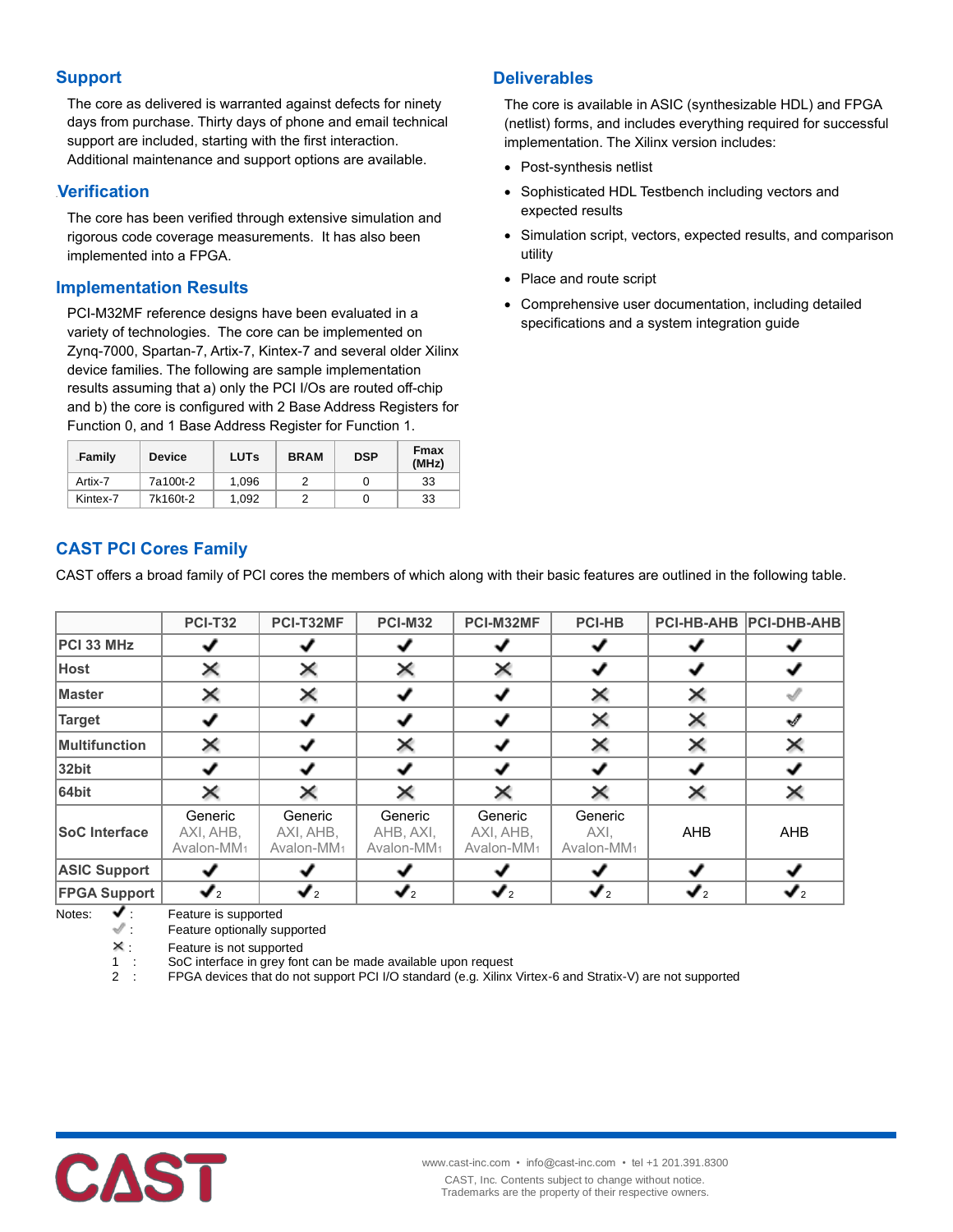## Support

The core as delivered is warranted against defects for ninety days from purchase. Thirty days of phone and email technical support are included, starting with the first interaction. Additional maintenance and support options are available.

## Verification

The core has been verified through extensive simulation and rigorous code coverage measurements. It has also been implemented into a FPGA.

## Implementation Results

PCI-M32MF reference designs have been evaluated in a variety of technologies. The core can be implemented on Zynq-7000, Spartan-7, Artix-7, Kintex-7 and several older Xilinx device families. The following are sample implementation results assuming that a) only the PCI I/Os are routed off-chip and b) the core is configured with 2 Base Address Registers for Function 0, and 1 Base Address Register for Function 1.

| Family | Device | LUTs | BRAM | DSP | Fmax (MHz) |
|---|---|---|---|---|---|
| Artix-7 | 7a100t-2 | 1,096 | 2 | 0 | 33 |
| Kintex-7 | 7k160t-2 | 1,092 | 2 | 0 | 33 |

## Deliverables

The core is available in ASIC (synthesizable HDL) and FPGA (netlist) forms, and includes everything required for successful implementation. The Xilinx version includes:

- Post-synthesis netlist
- Sophisticated HDL Testbench including vectors and expected results
- Simulation script, vectors, expected results, and comparison utility
- Place and route script
- Comprehensive user documentation, including detailed specifications and a system integration guide

## CAST PCI Cores Family

CAST offers a broad family of PCI cores the members of which along with their basic features are outlined in the following table.

| | PCI-T32 | PCI-T32MF | PCI-M32 | PCI-M32MF | PCI-HB | PCI-HB-AHB | PCI-DHB-AHB |
|---|---|---|---|---|---|---|---|
| **PCI 33 MHz** | ✔ | ✔ | ✔ | ✔ | ✔ | ✔ | ✔ |
| **Host** | ✕ | ✕ | ✕ | ✕ | ✔ | ✔ | ✔ |
| **Master** | ✕ | ✕ | ✔ | ✔ | ✕ | ✕ | ✔ (optional) |
| **Target** | ✔ | ✔ | ✔ | ✔ | ✕ | ✕ | ✔ |
| **Multifunction** | ✕ | ✔ | ✕ | ✔ | ✕ | ✕ | ✕ |
| **32bit** | ✔ | ✔ | ✔ | ✔ | ✔ | ✔ | ✔ |
| **64bit** | ✕ | ✕ | ✕ | ✕ | ✕ | ✕ | ✕ |
| **SoC Interface** | Generic AXI, AHB, Avalon-MM[1] | Generic AXI, AHB, Avalon-MM[1] | Generic AHB, AXI, Avalon-MM[1] | Generic AXI, AHB, Avalon-MM[1] | Generic AXI, Avalon-MM[1] | AHB | AHB |
| **ASIC Support** | ✔ | ✔ | ✔ | ✔ | ✔ | ✔ | ✔ |
| **FPGA Support** | ✔[2] | ✔[2] | ✔[2] | ✔[2] | ✔[2] | ✔[2] | ✔[2] |

Notes:
- ✔ : Feature is supported
- ✔ (grey) : Feature optionally supported
- ✕ : Feature is not supported
- 1 : SoC interface in grey font can be made available upon request
- 2 : FPGA devices that do not support PCI I/O standard (e.g. Xilinx Virtex-6 and Stratix-V) are not supported

www.cast-inc.com • info@cast-inc.com • tel +1 201.391.8300

CAST, Inc. Contents subject to change without notice.
Trademarks are the property of their respective owners.